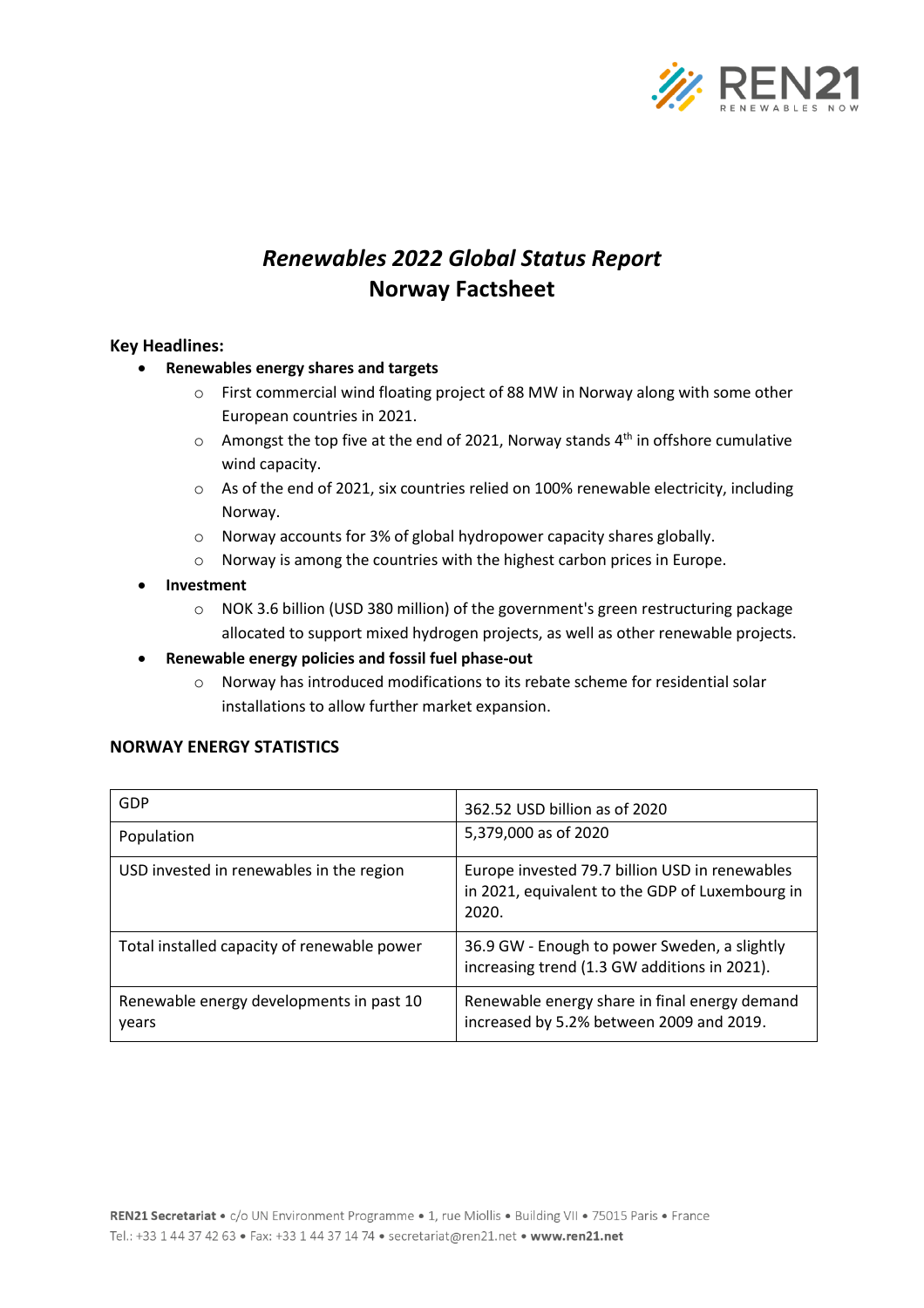# *Renewables 2022 Global Status Report*
# Norway Factsheet

**Key Headlines:**

- **Renewables energy shares and targets**
  - First commercial wind floating project of 88 MW in Norway along with some other European countries in 2021.
  - Amongst the top five at the end of 2021, Norway stands 4th in offshore cumulative wind capacity.
  - As of the end of 2021, six countries relied on 100% renewable electricity, including Norway.
  - Norway accounts for 3% of global hydropower capacity shares globally.
  - Norway is among the countries with the highest carbon prices in Europe.
- **Investment**
  - NOK 3.6 billion (USD 380 million) of the government's green restructuring package allocated to support mixed hydrogen projects, as well as other renewable projects.
- **Renewable energy policies and fossil fuel phase-out**
  - Norway has introduced modifications to its rebate scheme for residential solar installations to allow further market expansion.

**NORWAY ENERGY STATISTICS**

| | |
|---|---|
| GDP | 362.52 USD billion as of 2020 |
| Population | 5,379,000 as of 2020 |
| USD invested in renewables in the region | Europe invested 79.7 billion USD in renewables in 2021, equivalent to the GDP of Luxembourg in 2020. |
| Total installed capacity of renewable power | 36.9 GW - Enough to power Sweden, a slightly increasing trend (1.3 GW additions in 2021). |
| Renewable energy developments in past 10 years | Renewable energy share in final energy demand increased by 5.2% between 2009 and 2019. |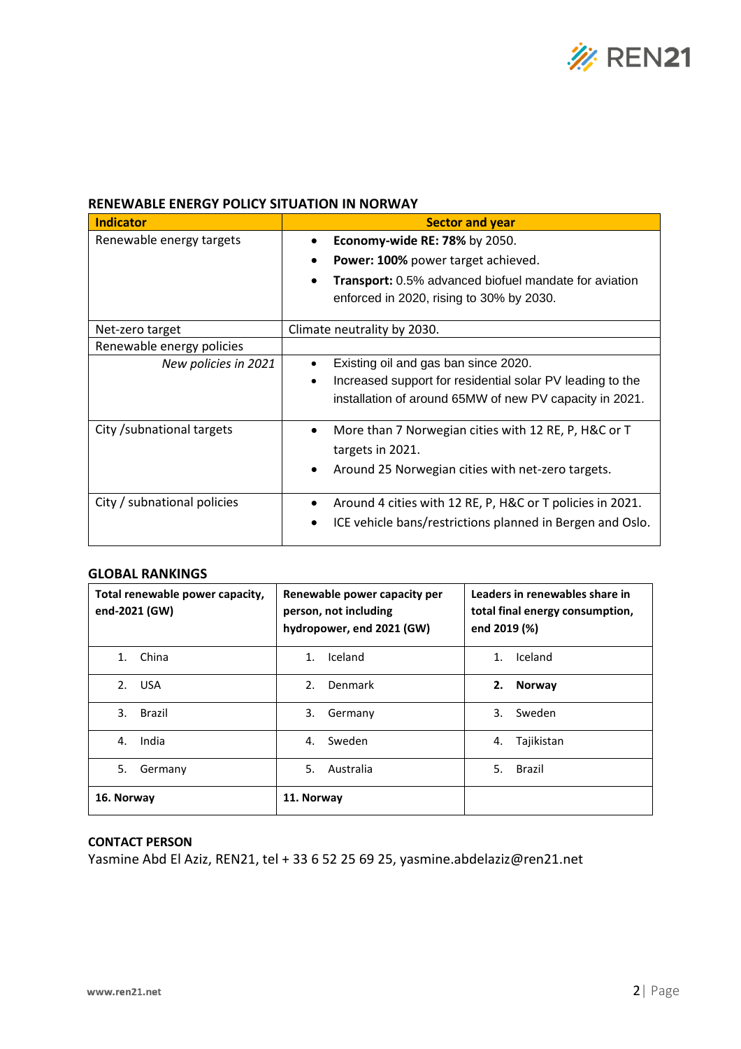## RENEWABLE ENERGY POLICY SITUATION IN NORWAY

| Indicator | Sector and year |
|---|---|
| Renewable energy targets | • **Economy-wide RE: 78%** by 2050.<br>• **Power: 100%** power target achieved.<br>• **Transport:** 0.5% advanced biofuel mandate for aviation enforced in 2020, rising to 30% by 2030. |
| Net-zero target | Climate neutrality by 2030. |
| Renewable energy policies | |
| *New policies in 2021* | • Existing oil and gas ban since 2020.<br>• Increased support for residential solar PV leading to the installation of around 65MW of new PV capacity in 2021. |
| City /subnational targets | • More than 7 Norwegian cities with 12 RE, P, H&C or T targets in 2021.<br>• Around 25 Norwegian cities with net-zero targets. |
| City / subnational policies | • Around 4 cities with 12 RE, P, H&C or T policies in 2021.<br>• ICE vehicle bans/restrictions planned in Bergen and Oslo. |

## GLOBAL RANKINGS

| Total renewable power capacity, end-2021 (GW) | Renewable power capacity per person, not including hydropower, end 2021 (GW) | Leaders in renewables share in total final energy consumption, end 2019 (%) |
|---|---|---|
| 1. China | 1. Iceland | 1. Iceland |
| 2. USA | 2. Denmark | **2. Norway** |
| 3. Brazil | 3. Germany | 3. Sweden |
| 4. India | 4. Sweden | 4. Tajikistan |
| 5. Germany | 5. Australia | 5. Brazil |
| **16. Norway** | **11. Norway** | |

## CONTACT PERSON

Yasmine Abd El Aziz, REN21, tel + 33 6 52 25 69 25, yasmine.abdelaziz@ren21.net